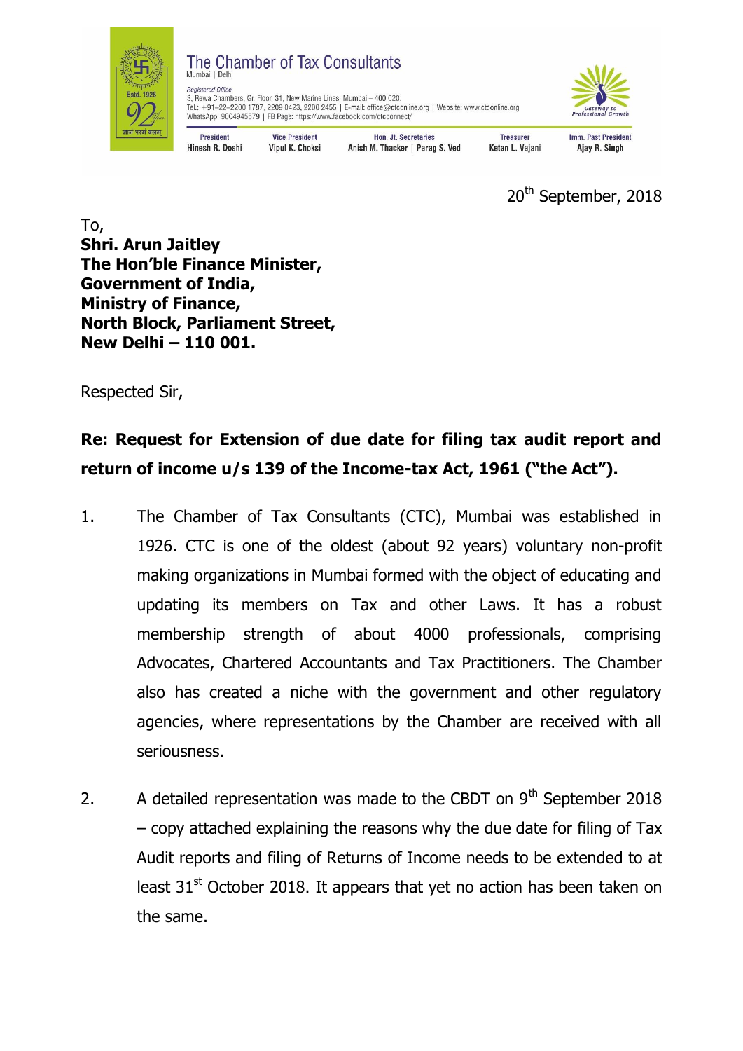The Chamber of Tax Consultants
Mumbai | Delhi

*Registered Office*
3, Rewa Chambers, Gr. Floor, 31, New Marine Lines, Mumbai – 400 020.
Tel.: +91–22–2200 1787, 2209 0423, 2200 2455 | E-mail: office@ctconline.org | Website: www.ctconline.org
WhatsApp: 9004945579 | FB Page: https://www.facebook.com/ctcconnect/

| President | Vice President | Hon. Jt. Secretaries | Treasurer | Imm. Past President |
|---|---|---|---|---|
| Hinesh R. Doshi | Vipul K. Choksi | Anish M. Thacker \| Parag S. Ved | Ketan L. Vajani | Ajay R. Singh |

20th September, 2018

To,
**Shri. Arun Jaitley**
**The Hon'ble Finance Minister,**
**Government of India,**
**Ministry of Finance,**
**North Block, Parliament Street,**
**New Delhi – 110 001.**

Respected Sir,

**Re: Request for Extension of due date for filing tax audit report and return of income u/s 139 of the Income-tax Act, 1961 ("the Act").**

1. The Chamber of Tax Consultants (CTC), Mumbai was established in 1926. CTC is one of the oldest (about 92 years) voluntary non-profit making organizations in Mumbai formed with the object of educating and updating its members on Tax and other Laws. It has a robust membership strength of about 4000 professionals, comprising Advocates, Chartered Accountants and Tax Practitioners. The Chamber also has created a niche with the government and other regulatory agencies, where representations by the Chamber are received with all seriousness.

2. A detailed representation was made to the CBDT on 9th September 2018 – copy attached explaining the reasons why the due date for filing of Tax Audit reports and filing of Returns of Income needs to be extended to at least 31st October 2018. It appears that yet no action has been taken on the same.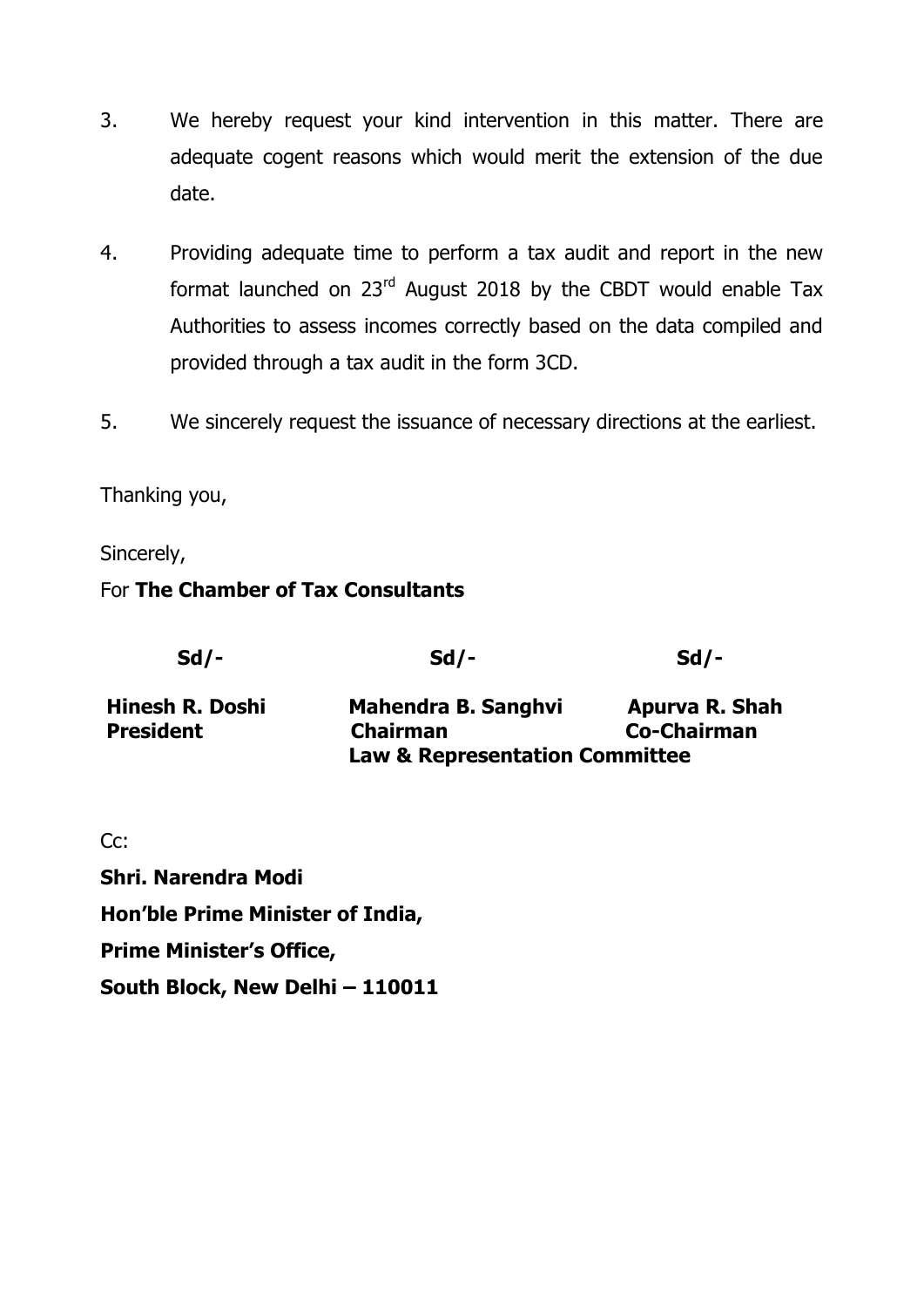3. We hereby request your kind intervention in this matter. There are adequate cogent reasons which would merit the extension of the due date.

4. Providing adequate time to perform a tax audit and report in the new format launched on 23rd August 2018 by the CBDT would enable Tax Authorities to assess incomes correctly based on the data compiled and provided through a tax audit in the form 3CD.

5. We sincerely request the issuance of necessary directions at the earliest.

Thanking you,

Sincerely,

For **The Chamber of Tax Consultants**

| | | |
|---|---|---|
| **Sd/-** | **Sd/-** | **Sd/-** |
| **Hinesh R. Doshi** | **Mahendra B. Sanghvi** | **Apurva R. Shah** |
| **President** | **Chairman** | **Co-Chairman** |
| | **Law & Representation Committee** | |

Cc:

**Shri. Narendra Modi**

**Hon'ble Prime Minister of India,**

**Prime Minister's Office,**

**South Block, New Delhi – 110011**